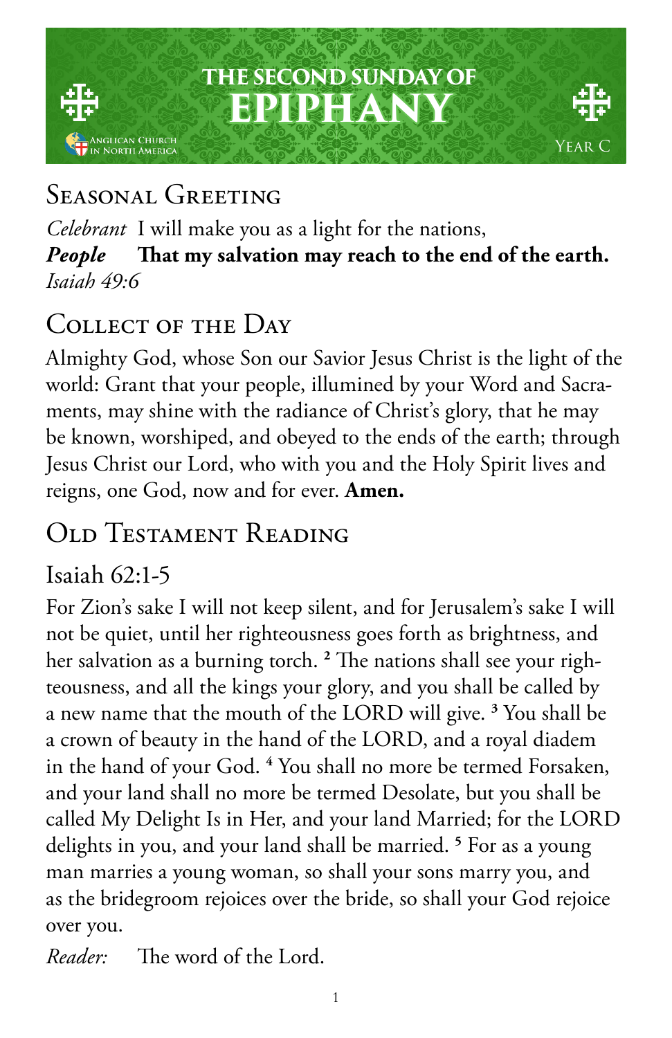# THE SECOND SUNDAY OF EPIPHANY

Anglican Church in North America

Year C

## Seasonal Greeting

*Celebrant* I will make you as a light for the nations,
***People*** **That my salvation may reach to the end of the earth.**
*Isaiah 49:6*

## Collect of the Day

Almighty God, whose Son our Savior Jesus Christ is the light of the world: Grant that your people, illumined by your Word and Sacraments, may shine with the radiance of Christ's glory, that he may be known, worshiped, and obeyed to the ends of the earth; through Jesus Christ our Lord, who with you and the Holy Spirit lives and reigns, one God, now and for ever. **Amen.**

## Old Testament Reading

### Isaiah 62:1-5

For Zion's sake I will not keep silent, and for Jerusalem's sake I will not be quiet, until her righteousness goes forth as brightness, and her salvation as a burning torch. [2] The nations shall see your righteousness, and all the kings your glory, and you shall be called by a new name that the mouth of the LORD will give. [3] You shall be a crown of beauty in the hand of the LORD, and a royal diadem in the hand of your God. [4] You shall no more be termed Forsaken, and your land shall no more be termed Desolate, but you shall be called My Delight Is in Her, and your land Married; for the LORD delights in you, and your land shall be married. [5] For as a young man marries a young woman, so shall your sons marry you, and as the bridegroom rejoices over the bride, so shall your God rejoice over you.

*Reader:* The word of the Lord.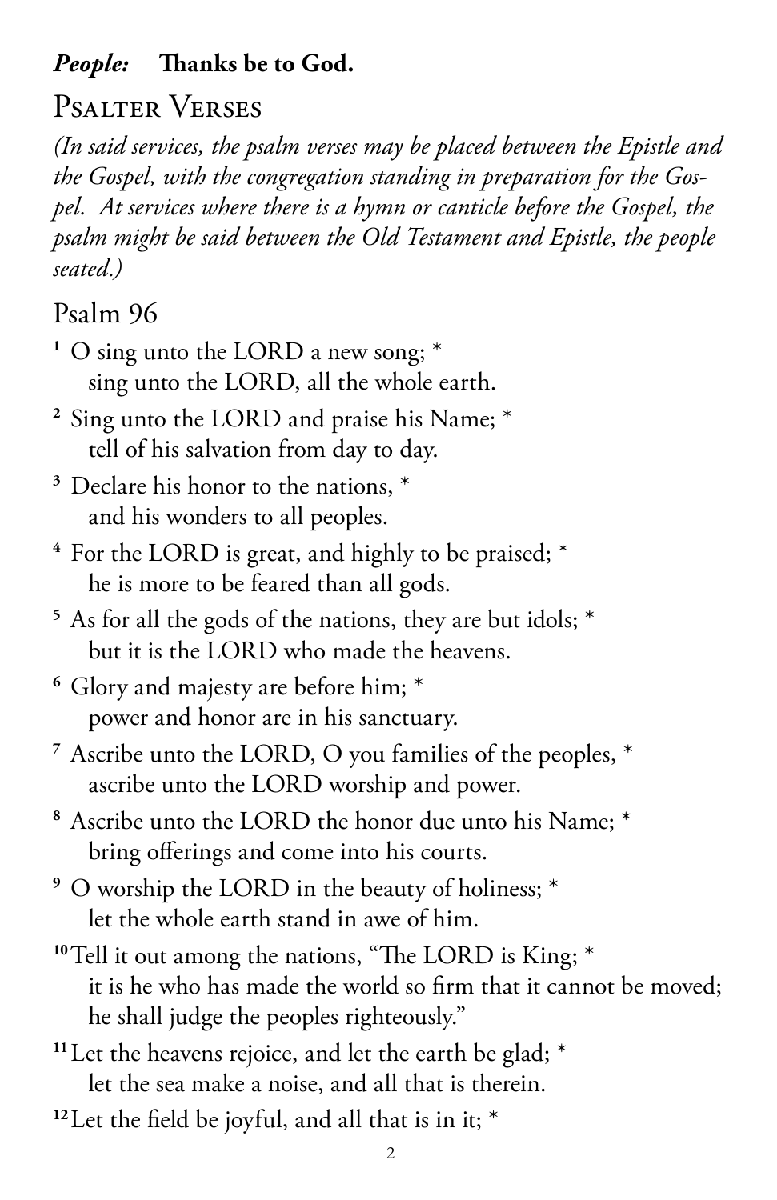***People:*** **Thanks be to God.**

## Psalter Verses

*(In said services, the psalm verses may be placed between the Epistle and the Gospel, with the congregation standing in preparation for the Gospel. At services where there is a hymn or canticle before the Gospel, the psalm might be said between the Old Testament and Epistle, the people seated.)*

### Psalm 96

**1** O sing unto the LORD a new song; *
  sing unto the LORD, all the whole earth.

**2** Sing unto the LORD and praise his Name; *
  tell of his salvation from day to day.

**3** Declare his honor to the nations, *
  and his wonders to all peoples.

**4** For the LORD is great, and highly to be praised; *
  he is more to be feared than all gods.

**5** As for all the gods of the nations, they are but idols; *
  but it is the LORD who made the heavens.

**6** Glory and majesty are before him; *
  power and honor are in his sanctuary.

**7** Ascribe unto the LORD, O you families of the peoples, *
  ascribe unto the LORD worship and power.

**8** Ascribe unto the LORD the honor due unto his Name; *
  bring offerings and come into his courts.

**9** O worship the LORD in the beauty of holiness; *
  let the whole earth stand in awe of him.

**10** Tell it out among the nations, "The LORD is King; *
  it is he who has made the world so firm that it cannot be moved;
  he shall judge the peoples righteously."

**11** Let the heavens rejoice, and let the earth be glad; *
  let the sea make a noise, and all that is therein.

**12** Let the field be joyful, and all that is in it; *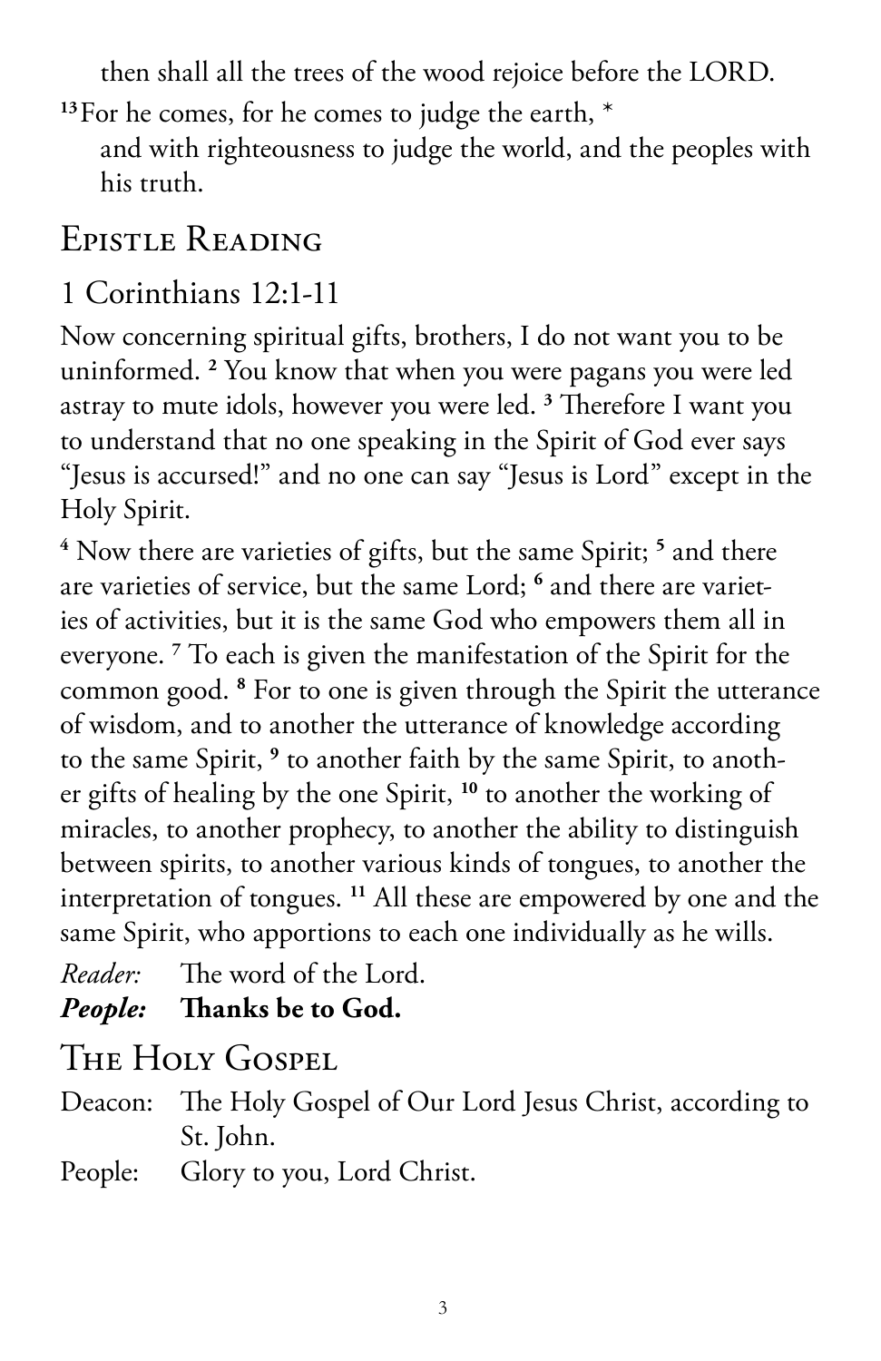then shall all the trees of the wood rejoice before the LORD.

[13] For he comes, for he comes to judge the earth, *
and with righteousness to judge the world, and the peoples with his truth.

## Epistle Reading

### 1 Corinthians 12:1-11

Now concerning spiritual gifts, brothers, I do not want you to be uninformed. [2] You know that when you were pagans you were led astray to mute idols, however you were led. [3] Therefore I want you to understand that no one speaking in the Spirit of God ever says "Jesus is accursed!" and no one can say "Jesus is Lord" except in the Holy Spirit.

[4] Now there are varieties of gifts, but the same Spirit; [5] and there are varieties of service, but the same Lord; [6] and there are varieties of activities, but it is the same God who empowers them all in everyone. [7] To each is given the manifestation of the Spirit for the common good. [8] For to one is given through the Spirit the utterance of wisdom, and to another the utterance of knowledge according to the same Spirit, [9] to another faith by the same Spirit, to another gifts of healing by the one Spirit, [10] to another the working of miracles, to another prophecy, to another the ability to distinguish between spirits, to another various kinds of tongues, to another the interpretation of tongues. [11] All these are empowered by one and the same Spirit, who apportions to each one individually as he wills.

*Reader:* The word of the Lord.
***People:*** **Thanks be to God.**

## The Holy Gospel

Deacon: The Holy Gospel of Our Lord Jesus Christ, according to St. John.
People: Glory to you, Lord Christ.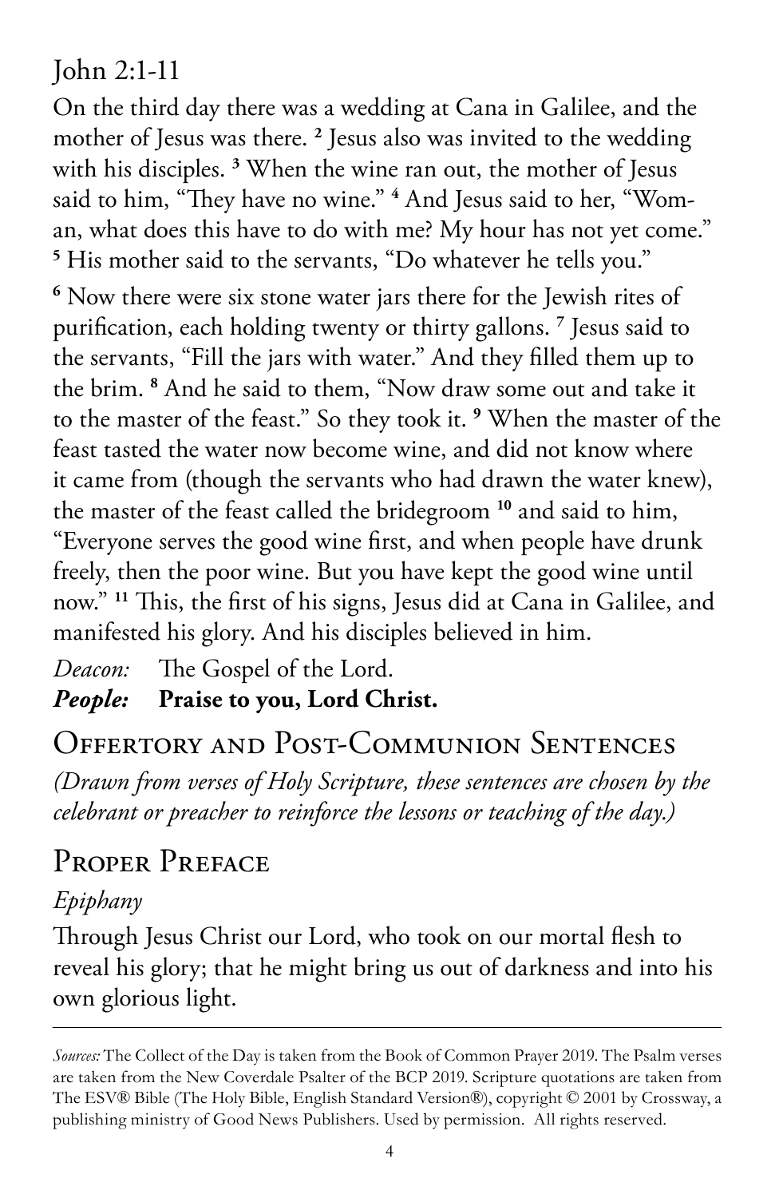## John 2:1-11

On the third day there was a wedding at Cana in Galilee, and the mother of Jesus was there. [2] Jesus also was invited to the wedding with his disciples. [3] When the wine ran out, the mother of Jesus said to him, "They have no wine." [4] And Jesus said to her, "Woman, what does this have to do with me? My hour has not yet come." [5] His mother said to the servants, "Do whatever he tells you."

[6] Now there were six stone water jars there for the Jewish rites of purification, each holding twenty or thirty gallons. [7] Jesus said to the servants, "Fill the jars with water." And they filled them up to the brim. [8] And he said to them, "Now draw some out and take it to the master of the feast." So they took it. [9] When the master of the feast tasted the water now become wine, and did not know where it came from (though the servants who had drawn the water knew), the master of the feast called the bridegroom [10] and said to him, "Everyone serves the good wine first, and when people have drunk freely, then the poor wine. But you have kept the good wine until now." [11] This, the first of his signs, Jesus did at Cana in Galilee, and manifested his glory. And his disciples believed in him.

*Deacon:* The Gospel of the Lord.
***People:*** **Praise to you, Lord Christ.**

## Offertory and Post-Communion Sentences

*(Drawn from verses of Holy Scripture, these sentences are chosen by the celebrant or preacher to reinforce the lessons or teaching of the day.)*

## Proper Preface

*Epiphany*

Through Jesus Christ our Lord, who took on our mortal flesh to reveal his glory; that he might bring us out of darkness and into his own glorious light.

---

*Sources:* The Collect of the Day is taken from the Book of Common Prayer 2019. The Psalm verses are taken from the New Coverdale Psalter of the BCP 2019. Scripture quotations are taken from The ESV® Bible (The Holy Bible, English Standard Version®), copyright © 2001 by Crossway, a publishing ministry of Good News Publishers. Used by permission. All rights reserved.